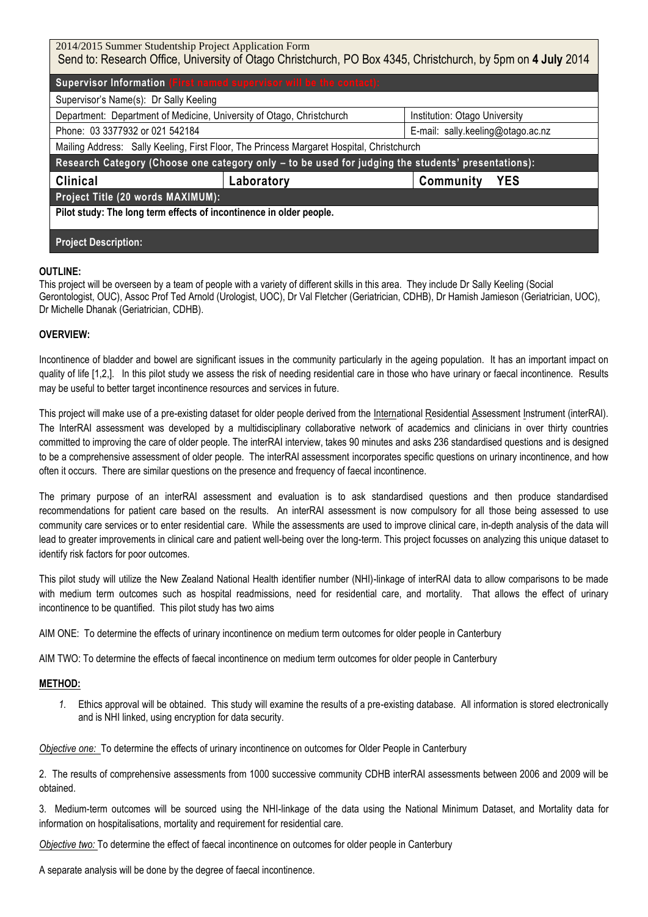| 2014/2015 Summer Studentship Project Application Form<br>Send to: Research Office, University of Otago Christchurch, PO Box 4345, Christchurch, by 5pm on **4 July** 2014 | | |
|---|---|---|
| **Supervisor Information** (First named supervisor will be the contact): | | |
| Supervisor's Name(s): Dr Sally Keeling | | |
| Department: Department of Medicine, University of Otago, Christchurch | | Institution: Otago University |
| Phone: 03 3377932 or 021 542184 | | E-mail: sally.keeling@otago.ac.nz |
| Mailing Address: Sally Keeling, First Floor, The Princess Margaret Hospital, Christchurch | | |
| **Research Category (Choose one category only – to be used for judging the students' presentations):** | | |
| **Clinical** | **Laboratory** | **Community YES** |
| **Project Title (20 words MAXIMUM):** | | |
| **Pilot study: The long term effects of incontinence in older people.** | | |
| **Project Description:** | | |

**OUTLINE:**

This project will be overseen by a team of people with a variety of different skills in this area. They include Dr Sally Keeling (Social Gerontologist, OUC), Assoc Prof Ted Arnold (Urologist, UOC), Dr Val Fletcher (Geriatrician, CDHB), Dr Hamish Jamieson (Geriatrician, UOC), Dr Michelle Dhanak (Geriatrician, CDHB).

**OVERVIEW:**

Incontinence of bladder and bowel are significant issues in the community particularly in the ageing population. It has an important impact on quality of life [1,2,]. In this pilot study we assess the risk of needing residential care in those who have urinary or faecal incontinence. Results may be useful to better target incontinence resources and services in future.

This project will make use of a pre-existing dataset for older people derived from the International Residential Assessment Instrument (interRAI). The InterRAI assessment was developed by a multidisciplinary collaborative network of academics and clinicians in over thirty countries committed to improving the care of older people. The interRAI interview, takes 90 minutes and asks 236 standardised questions and is designed to be a comprehensive assessment of older people. The interRAI assessment incorporates specific questions on urinary incontinence, and how often it occurs. There are similar questions on the presence and frequency of faecal incontinence.

The primary purpose of an interRAI assessment and evaluation is to ask standardised questions and then produce standardised recommendations for patient care based on the results. An interRAI assessment is now compulsory for all those being assessed to use community care services or to enter residential care. While the assessments are used to improve clinical care, in-depth analysis of the data will lead to greater improvements in clinical care and patient well-being over the long-term. This project focusses on analyzing this unique dataset to identify risk factors for poor outcomes.

This pilot study will utilize the New Zealand National Health identifier number (NHI)-linkage of interRAI data to allow comparisons to be made with medium term outcomes such as hospital readmissions, need for residential care, and mortality. That allows the effect of urinary incontinence to be quantified. This pilot study has two aims

AIM ONE: To determine the effects of urinary incontinence on medium term outcomes for older people in Canterbury

AIM TWO: To determine the effects of faecal incontinence on medium term outcomes for older people in Canterbury

**METHOD:**

1. Ethics approval will be obtained. This study will examine the results of a pre-existing database. All information is stored electronically and is NHI linked, using encryption for data security.

*Objective one:* To determine the effects of urinary incontinence on outcomes for Older People in Canterbury

2. The results of comprehensive assessments from 1000 successive community CDHB interRAI assessments between 2006 and 2009 will be obtained.

3. Medium-term outcomes will be sourced using the NHI-linkage of the data using the National Minimum Dataset, and Mortality data for information on hospitalisations, mortality and requirement for residential care.

*Objective two:* To determine the effect of faecal incontinence on outcomes for older people in Canterbury

A separate analysis will be done by the degree of faecal incontinence.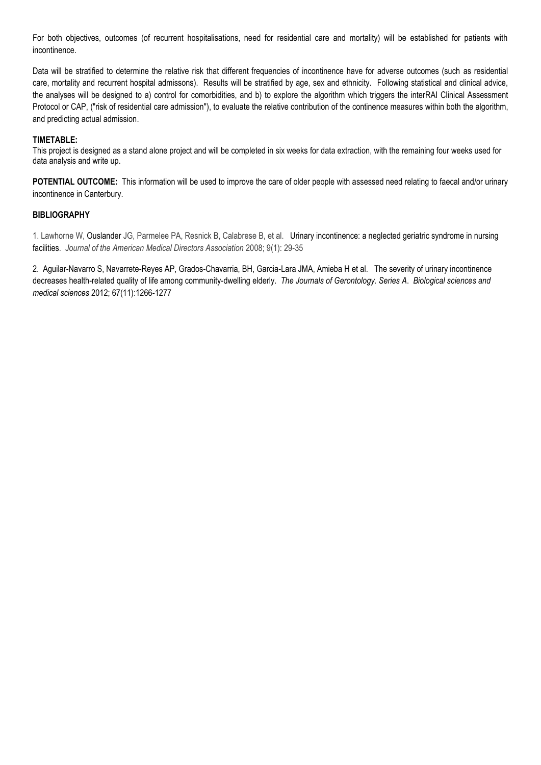For both objectives, outcomes (of recurrent hospitalisations, need for residential care and mortality) will be established for patients with incontinence.

Data will be stratified to determine the relative risk that different frequencies of incontinence have for adverse outcomes (such as residential care, mortality and recurrent hospital admissons). Results will be stratified by age, sex and ethnicity. Following statistical and clinical advice, the analyses will be designed to a) control for comorbidities, and b) to explore the algorithm which triggers the interRAI Clinical Assessment Protocol or CAP, ("risk of residential care admission"), to evaluate the relative contribution of the continence measures within both the algorithm, and predicting actual admission.

**TIMETABLE:**
This project is designed as a stand alone project and will be completed in six weeks for data extraction, with the remaining four weeks used for data analysis and write up.

**POTENTIAL OUTCOME:** This information will be used to improve the care of older people with assessed need relating to faecal and/or urinary incontinence in Canterbury.

**BIBLIOGRAPHY**

1. Lawhorne W, Ouslander JG, Parmelee PA, Resnick B, Calabrese B, et al. Urinary incontinence: a neglected geriatric syndrome in nursing facilities. *Journal of the American Medical Directors Association* 2008; 9(1): 29-35

2. Aguilar-Navarro S, Navarrete-Reyes AP, Grados-Chavarria, BH, Garcia-Lara JMA, Amieba H et al. The severity of urinary incontinence decreases health-related quality of life among community-dwelling elderly. *The Journals of Gerontology. Series A. Biological sciences and medical sciences* 2012; 67(11):1266-1277